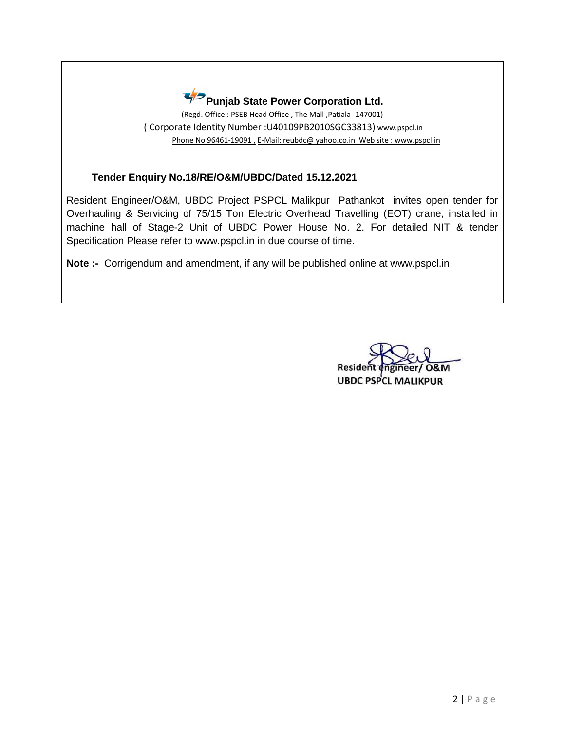# Punjab State Power Corporation Ltd.

(Regd. Office : PSEB Head Office , The Mall ,Patiala -147001)

( Corporate Identity Number :U40109PB2010SGC33813) www.pspcl.in

Phone No 96461-19091 , E-Mail: reubdc@ yahoo.co.in Web site : www.pspcl.in

**Tender Enquiry No.18/RE/O&M/UBDC/Dated 15.12.2021**

Resident Engineer/O&M, UBDC Project PSPCL Malikpur Pathankot invites open tender for Overhauling & Servicing of 75/15 Ton Electric Overhead Travelling (EOT) crane, installed in machine hall of Stage-2 Unit of UBDC Power House No. 2. For detailed NIT & tender Specification Please refer to www.pspcl.in in due course of time.

**Note :-** Corrigendum and amendment, if any will be published online at www.pspcl.in

Resident engineer/ O&M
UBDC PSPCL MALIKPUR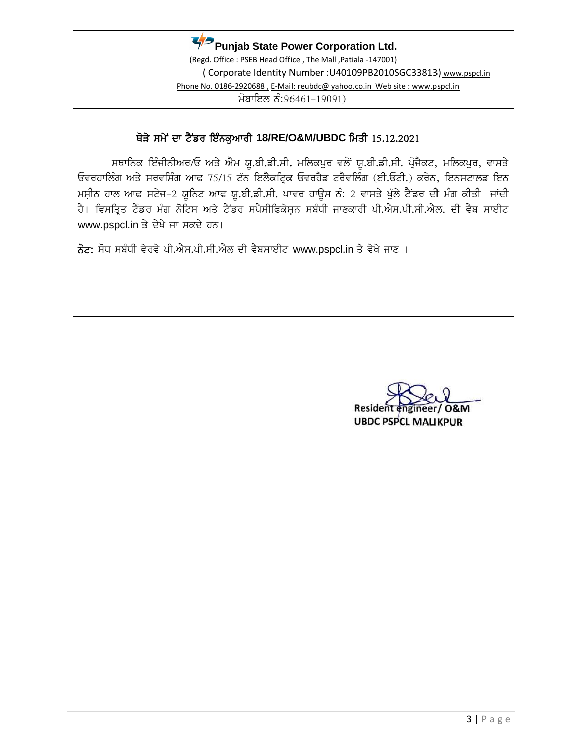**Punjab State Power Corporation Ltd.**

(Regd. Office : PSEB Head Office , The Mall ,Patiala -147001)

( Corporate Identity Number :U40109PB2010SGC33813) www.pspcl.in

Phone No. 0186-2920688 , E-Mail: reubdc@ yahoo.co.in Web site : www.pspcl.in

ਮੋਬਾਇਲ ਨੰ:96461-19091)

## ਥੋੜੇ ਸਮੇਂ ਦਾ ਟੈਂਡਰ ਇੰਨਕੁਆਰੀ 18/RE/O&M/UBDC ਮਿਤੀ 15.12.2021

ਸਥਾਨਿਕ ਇੰਜੀਨੀਅਰ/ਓ ਅਤੇ ਐਮ ਯੂ.ਬੀ.ਡੀ.ਸੀ. ਮਲਿਕਪੁਰ ਵਲੋਂ ਯੂ.ਬੀ.ਡੀ.ਸੀ. ਪ੍ਰੋਜੈਕਟ, ਮਲਿਕਪੁਰ, ਵਾਸਤੇ ਓਵਰਹਾਲਿੰਗ ਅਤੇ ਸਰਵਸਿੰਗ ਆਫ 75/15 ਟੱਨ ਇਲੈਕਟ੍ਰਿਕ ਓਵਰਹੈਡ ਟਰੈਵਲਿੰਗ (ਈ.ਓਟੀ.) ਕਰੇਨ, ਇਨਸਟਾਲਡ ਇਨ ਮਸ਼ੀਨ ਹਾਲ ਆਫ ਸਟੇਜ-2 ਯੂਨਿਟ ਆਫ ਯੂ.ਬੀ.ਡੀ.ਸੀ. ਪਾਵਰ ਹਾਊਸ ਨੰ: 2 ਵਾਸਤੇ ਖੁੱਲੇ ਟੈਂਡਰ ਦੀ ਮੰਗ ਕੀਤੀ ਜਾਂਦੀ ਹੈ। ਵਿਸਤ੍ਰਿਤ ਟੈਂਡਰ ਮੰਗ ਨੋਟਿਸ ਅਤੇ ਟੈਂਡਰ ਸਪੈਸੀਫਿਕੇਸ਼ਨ ਸਬੰਧੀ ਜਾਣਕਾਰੀ ਪੀ.ਐਸ.ਪੀ.ਸੀ.ਐਲ. ਦੀ ਵੈਬ ਸਾਈਟ www.pspcl.in ਤੇ ਦੇਖੇ ਜਾ ਸਕਦੇ ਹਨ।

**ਨੋਟ:** ਸੋਧ ਸਬੰਧੀ ਵੇਰਵੇ ਪੀ.ਐਸ.ਪੀ.ਸੀ.ਐਲ ਦੀ ਵੈਬਸਾਈਟ www.pspcl.in ਤੇ ਵੇਖੇ ਜਾਣ ।

Resident Engineer/ O&M
UBDC PSPCL MALIKPUR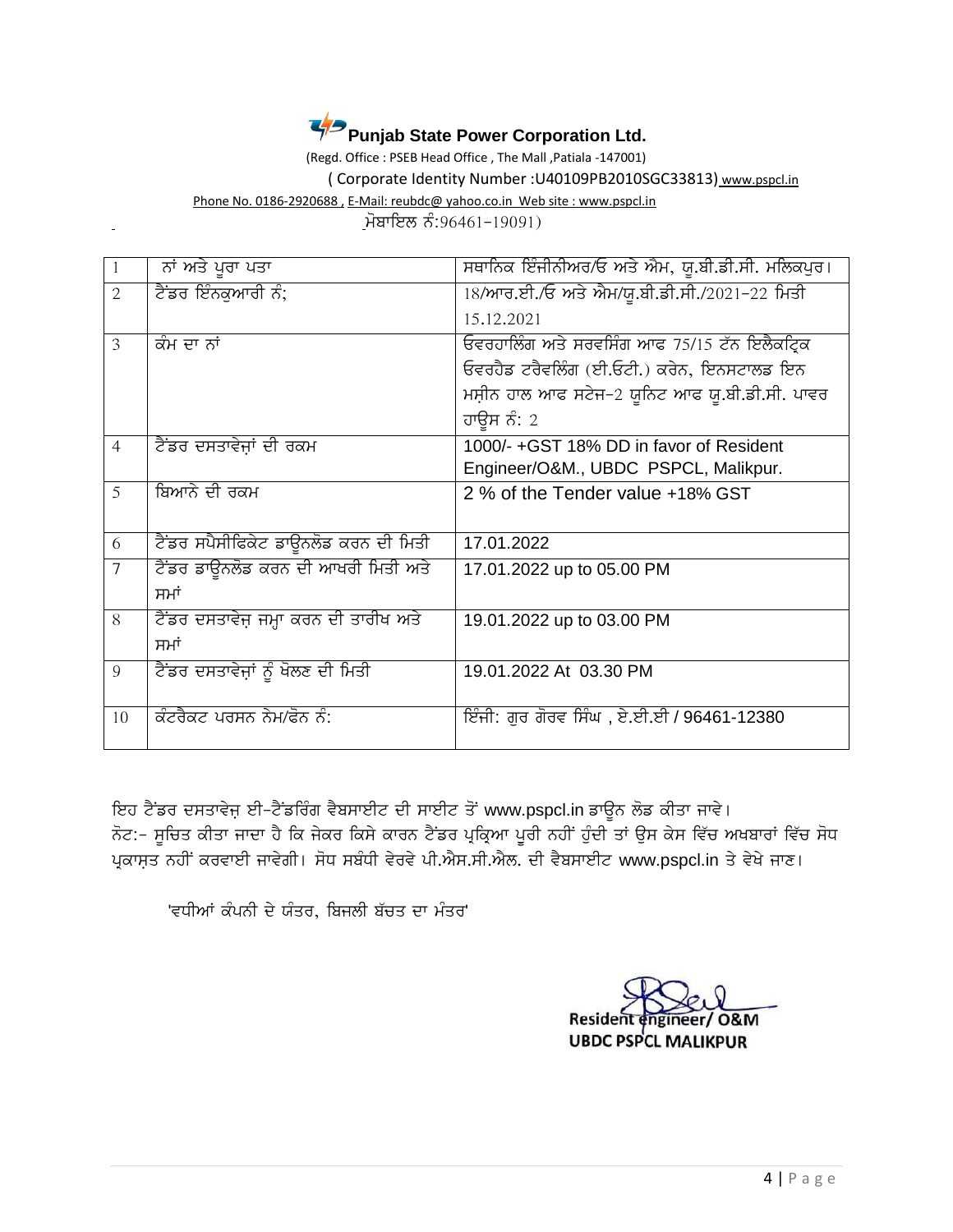**Punjab State Power Corporation Ltd.**

(Regd. Office : PSEB Head Office , The Mall ,Patiala -147001)

( Corporate Identity Number :U40109PB2010SGC33813) www.pspcl.in

Phone No. 0186-2920688 , E-Mail: reubdc@ yahoo.co.in Web site : www.pspcl.in

ਮੋਬਾਇਲ ਨੰ:96461-19091)

| | | |
|---|---|---|
| 1 | ਨਾਂ ਅਤੇ ਪੂਰਾ ਪਤਾ | ਸਥਾਨਿਕ ਇੰਜੀਨੀਅਰ/ਓ ਅਤੇ ਐਮ, ਯੂ.ਬੀ.ਡੀ.ਸੀ. ਮਲਿਕਪੁਰ। |
| 2 | ਟੈਂਡਰ ਇੰਨਕੁਆਰੀ ਨੰ; | 18/ਆਰ.ਈ./ਓ ਅਤੇ ਐਮ/ਯੂ.ਬੀ.ਡੀ.ਸੀ./2021-22 ਮਿਤੀ 15.12.2021 |
| 3 | ਕੰਮ ਦਾ ਨਾਂ | ਓਵਰਹਾਲਿੰਗ ਅਤੇ ਸਰਵਸਿੰਗ ਆਫ 75/15 ਟੱਨ ਇਲੈਕਟ੍ਰਿਕ ਓਵਰਹੈਡ ਟਰੈਵਲਿੰਗ (ਈ.ਓਟੀ.) ਕਰੇਨ, ਇਨਸਟਾਲਡ ਇਨ ਮਸ਼ੀਨ ਹਾਲ ਆਫ ਸਟੇਜ-2 ਯੂਨਿਟ ਆਫ ਯੂ.ਬੀ.ਡੀ.ਸੀ. ਪਾਵਰ ਹਾਊਸ ਨੰ: 2 |
| 4 | ਟੈਂਡਰ ਦਸਤਾਵੇਜ਼ਾਂ ਦੀ ਰਕਮ | 1000/- +GST 18% DD in favor of Resident Engineer/O&M., UBDC PSPCL, Malikpur. |
| 5 | ਬਿਆਨੇ ਦੀ ਰਕਮ | 2 % of the Tender value +18% GST |
| 6 | ਟੈਂਡਰ ਸਪੈਸੀਫਿਕੇਟ ਡਾਊਨਲੋਡ ਕਰਨ ਦੀ ਮਿਤੀ | 17.01.2022 |
| 7 | ਟੈਂਡਰ ਡਾਊਨਲੋਡ ਕਰਨ ਦੀ ਆਖਰੀ ਮਿਤੀ ਅਤੇ ਸਮਾਂ | 17.01.2022 up to 05.00 PM |
| 8 | ਟੈਂਡਰ ਦਸਤਾਵੇਜ਼ ਜਮ੍ਹਾ ਕਰਨ ਦੀ ਤਾਰੀਖ ਅਤੇ ਸਮਾਂ | 19.01.2022 up to 03.00 PM |
| 9 | ਟੈਂਡਰ ਦਸਤਾਵੇਜ਼ਾਂ ਨੂੰ ਖੋਲਣ ਦੀ ਮਿਤੀ | 19.01.2022 At 03.30 PM |
| 10 | ਕੰਟਰੈਕਟ ਪਰਸਨ ਨੇਮ/ਫੋਨ ਨੰ: | ਇੰਜੀ: ਗੁਰ ਗੋਰਵ ਸਿੰਘ , ਏ.ਈ.ਈ / 96461-12380 |

ਇਹ ਟੈਂਡਰ ਦਸਤਾਵੇਜ਼ ਈ-ਟੈਂਡਰਿੰਗ ਵੈਬਸਾਈਟ ਦੀ ਸਾਈਟ ਤੋਂ www.pspcl.in ਡਾਊਨ ਲੋਡ ਕੀਤਾ ਜਾਵੇ।
ਨੋਟ:- ਸੂਚਿਤ ਕੀਤਾ ਜਾਦਾ ਹੈ ਕਿ ਜੇਕਰ ਕਿਸੇ ਕਾਰਨ ਟੈਂਡਰ ਪ੍ਰਕ੍ਰਿਆ ਪੂਰੀ ਨਹੀਂ ਹੁੰਦੀ ਤਾਂ ਉਸ ਕੇਸ ਵਿੱਚ ਅਖਬਾਰਾਂ ਵਿੱਚ ਸੋਧ ਪ੍ਰਕਾਸ਼ਤ ਨਹੀਂ ਕਰਵਾਈ ਜਾਵੇਗੀ। ਸੋਧ ਸਬੰਧੀ ਵੇਰਵੇ ਪੀ.ਐਸ.ਸੀ.ਐਲ. ਦੀ ਵੈਬਸਾਈਟ www.pspcl.in ਤੇ ਵੇਖੇ ਜਾਣ।

'ਵਧੀਆਂ ਕੰਪਨੀ ਦੇ ਯੰਤਰ, ਬਿਜਲੀ ਬੱਚਤ ਦਾ ਮੰਤਰ'

Resident Engineer/ O&M
UBDC PSPCL MALIKPUR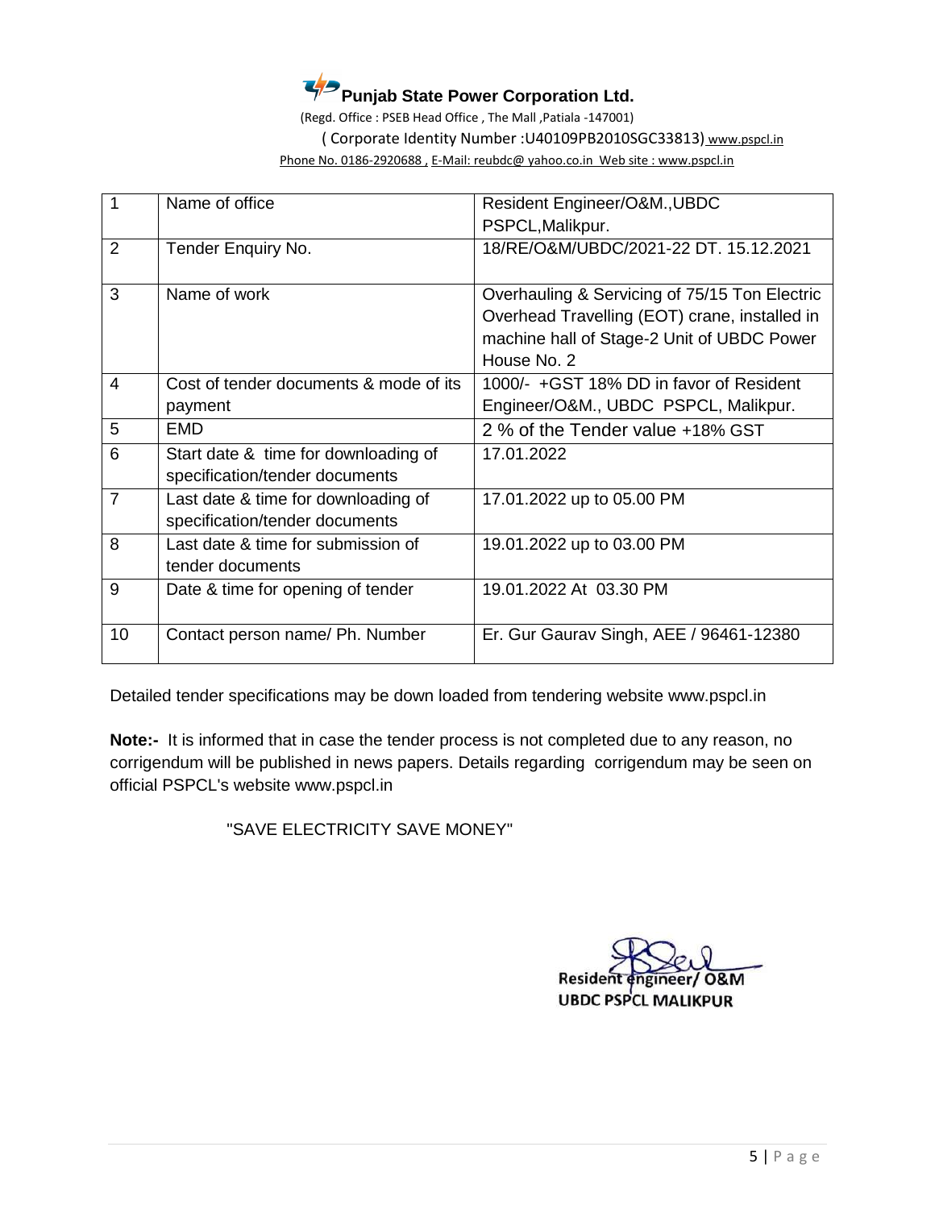# Punjab State Power Corporation Ltd.

(Regd. Office : PSEB Head Office , The Mall ,Patiala -147001)

( Corporate Identity Number :U40109PB2010SGC33813) www.pspcl.in

Phone No. 0186-2920688 , E-Mail: reubdc@ yahoo.co.in Web site : www.pspcl.in

| | | |
|---|---|---|
| 1 | Name of office | Resident Engineer/O&M.,UBDC PSPCL,Malikpur. |
| 2 | Tender Enquiry No. | 18/RE/O&M/UBDC/2021-22 DT. 15.12.2021 |
| 3 | Name of work | Overhauling & Servicing of 75/15 Ton Electric Overhead Travelling (EOT) crane, installed in machine hall of Stage-2 Unit of UBDC Power House No. 2 |
| 4 | Cost of tender documents & mode of its payment | 1000/- +GST 18% DD in favor of Resident Engineer/O&M., UBDC PSPCL, Malikpur. |
| 5 | EMD | 2 % of the Tender value +18% GST |
| 6 | Start date & time for downloading of specification/tender documents | 17.01.2022 |
| 7 | Last date & time for downloading of specification/tender documents | 17.01.2022 up to 05.00 PM |
| 8 | Last date & time for submission of tender documents | 19.01.2022 up to 03.00 PM |
| 9 | Date & time for opening of tender | 19.01.2022 At 03.30 PM |
| 10 | Contact person name/ Ph. Number | Er. Gur Gaurav Singh, AEE / 96461-12380 |

Detailed tender specifications may be down loaded from tendering website www.pspcl.in

**Note:-** It is informed that in case the tender process is not completed due to any reason, no corrigendum will be published in news papers. Details regarding corrigendum may be seen on official PSPCL's website www.pspcl.in

"SAVE ELECTRICITY SAVE MONEY"

Resident engineer/ O&M
UBDC PSPCL MALIKPUR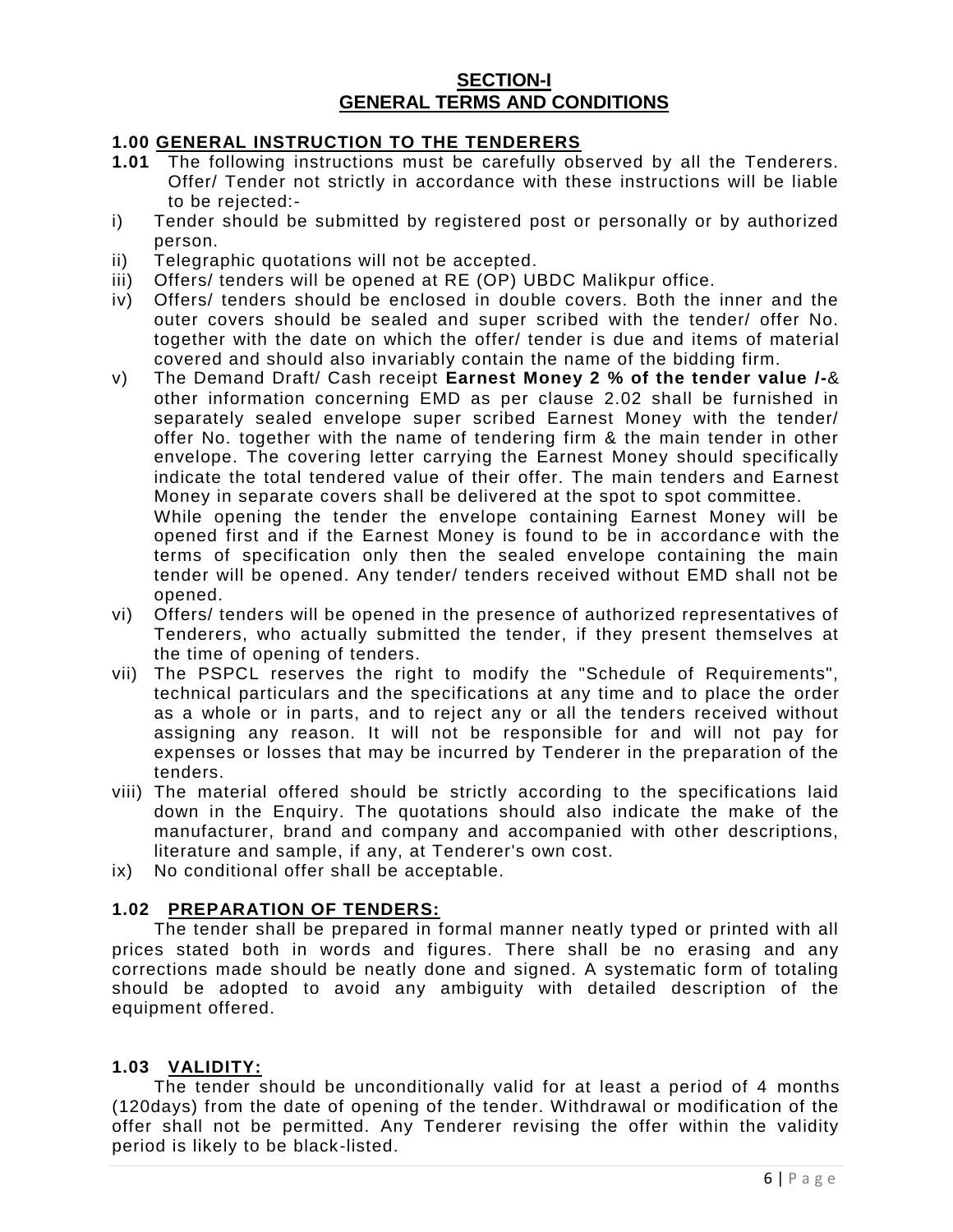## SECTION-I
## GENERAL TERMS AND CONDITIONS

### 1.00 GENERAL INSTRUCTION TO THE TENDERERS

**1.01** The following instructions must be carefully observed by all the Tenderers. Offer/ Tender not strictly in accordance with these instructions will be liable to be rejected:-

i) Tender should be submitted by registered post or personally or by authorized person.

ii) Telegraphic quotations will not be accepted.

iii) Offers/ tenders will be opened at RE (OP) UBDC Malikpur office.

iv) Offers/ tenders should be enclosed in double covers. Both the inner and the outer covers should be sealed and super scribed with the tender/ offer No. together with the date on which the offer/ tender is due and items of material covered and should also invariably contain the name of the bidding firm.

v) The Demand Draft/ Cash receipt **Earnest Money 2 % of the tender value /-**& other information concerning EMD as per clause 2.02 shall be furnished in separately sealed envelope super scribed Earnest Money with the tender/ offer No. together with the name of tendering firm & the main tender in other envelope. The covering letter carrying the Earnest Money should specifically indicate the total tendered value of their offer. The main tenders and Earnest Money in separate covers shall be delivered at the spot to spot committee.
While opening the tender the envelope containing Earnest Money will be opened first and if the Earnest Money is found to be in accordance with the terms of specification only then the sealed envelope containing the main tender will be opened. Any tender/ tenders received without EMD shall not be opened.

vi) Offers/ tenders will be opened in the presence of authorized representatives of Tenderers, who actually submitted the tender, if they present themselves at the time of opening of tenders.

vii) The PSPCL reserves the right to modify the "Schedule of Requirements", technical particulars and the specifications at any time and to place the order as a whole or in parts, and to reject any or all the tenders received without assigning any reason. It will not be responsible for and will not pay for expenses or losses that may be incurred by Tenderer in the preparation of the tenders.

viii) The material offered should be strictly according to the specifications laid down in the Enquiry. The quotations should also indicate the make of the manufacturer, brand and company and accompanied with other descriptions, literature and sample, if any, at Tenderer's own cost.

ix) No conditional offer shall be acceptable.

### 1.02 PREPARATION OF TENDERS:

The tender shall be prepared in formal manner neatly typed or printed with all prices stated both in words and figures. There shall be no erasing and any corrections made should be neatly done and signed. A systematic form of totaling should be adopted to avoid any ambiguity with detailed description of the equipment offered.

### 1.03 VALIDITY:

The tender should be unconditionally valid for at least a period of 4 months (120days) from the date of opening of the tender. Withdrawal or modification of the offer shall not be permitted. Any Tenderer revising the offer within the validity period is likely to be black-listed.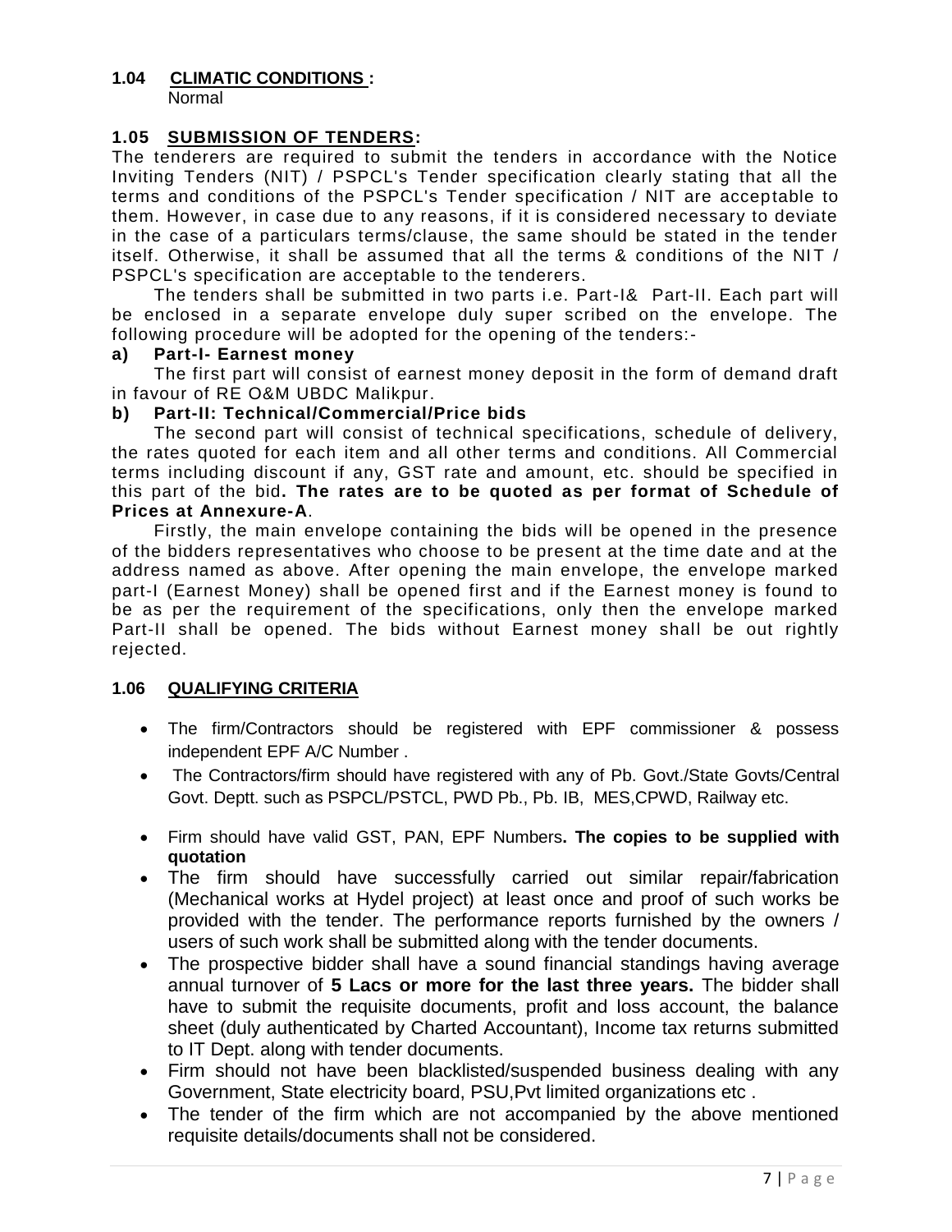**1.04 CLIMATIC CONDITIONS :**

Normal

**1.05 SUBMISSION OF TENDERS:**

The tenderers are required to submit the tenders in accordance with the Notice Inviting Tenders (NIT) / PSPCL's Tender specification clearly stating that all the terms and conditions of the PSPCL's Tender specification / NIT are acceptable to them. However, in case due to any reasons, if it is considered necessary to deviate in the case of a particulars terms/clause, the same should be stated in the tender itself. Otherwise, it shall be assumed that all the terms & conditions of the NIT / PSPCL's specification are acceptable to the tenderers.

The tenders shall be submitted in two parts i.e. Part-I& Part-II. Each part will be enclosed in a separate envelope duly super scribed on the envelope. The following procedure will be adopted for the opening of the tenders:-

**a) Part-I- Earnest money**

The first part will consist of earnest money deposit in the form of demand draft in favour of RE O&M UBDC Malikpur.

**b) Part-II: Technical/Commercial/Price bids**

The second part will consist of technical specifications, schedule of delivery, the rates quoted for each item and all other terms and conditions. All Commercial terms including discount if any, GST rate and amount, etc. should be specified in this part of the bid**. The rates are to be quoted as per format of Schedule of Prices at Annexure-A**.

Firstly, the main envelope containing the bids will be opened in the presence of the bidders representatives who choose to be present at the time date and at the address named as above. After opening the main envelope, the envelope marked part-I (Earnest Money) shall be opened first and if the Earnest money is found to be as per the requirement of the specifications, only then the envelope marked Part-II shall be opened. The bids without Earnest money shall be out rightly rejected.

**1.06 QUALIFYING CRITERIA**

- The firm/Contractors should be registered with EPF commissioner & possess independent EPF A/C Number .
- The Contractors/firm should have registered with any of Pb. Govt./State Govts/Central Govt. Deptt. such as PSPCL/PSTCL, PWD Pb., Pb. IB, MES,CPWD, Railway etc.
- Firm should have valid GST, PAN, EPF Numbers**. The copies to be supplied with quotation**
- The firm should have successfully carried out similar repair/fabrication (Mechanical works at Hydel project) at least once and proof of such works be provided with the tender. The performance reports furnished by the owners / users of such work shall be submitted along with the tender documents.
- The prospective bidder shall have a sound financial standings having average annual turnover of **5 Lacs or more for the last three years.** The bidder shall have to submit the requisite documents, profit and loss account, the balance sheet (duly authenticated by Charted Accountant), Income tax returns submitted to IT Dept. along with tender documents.
- Firm should not have been blacklisted/suspended business dealing with any Government, State electricity board, PSU,Pvt limited organizations etc .
- The tender of the firm which are not accompanied by the above mentioned requisite details/documents shall not be considered.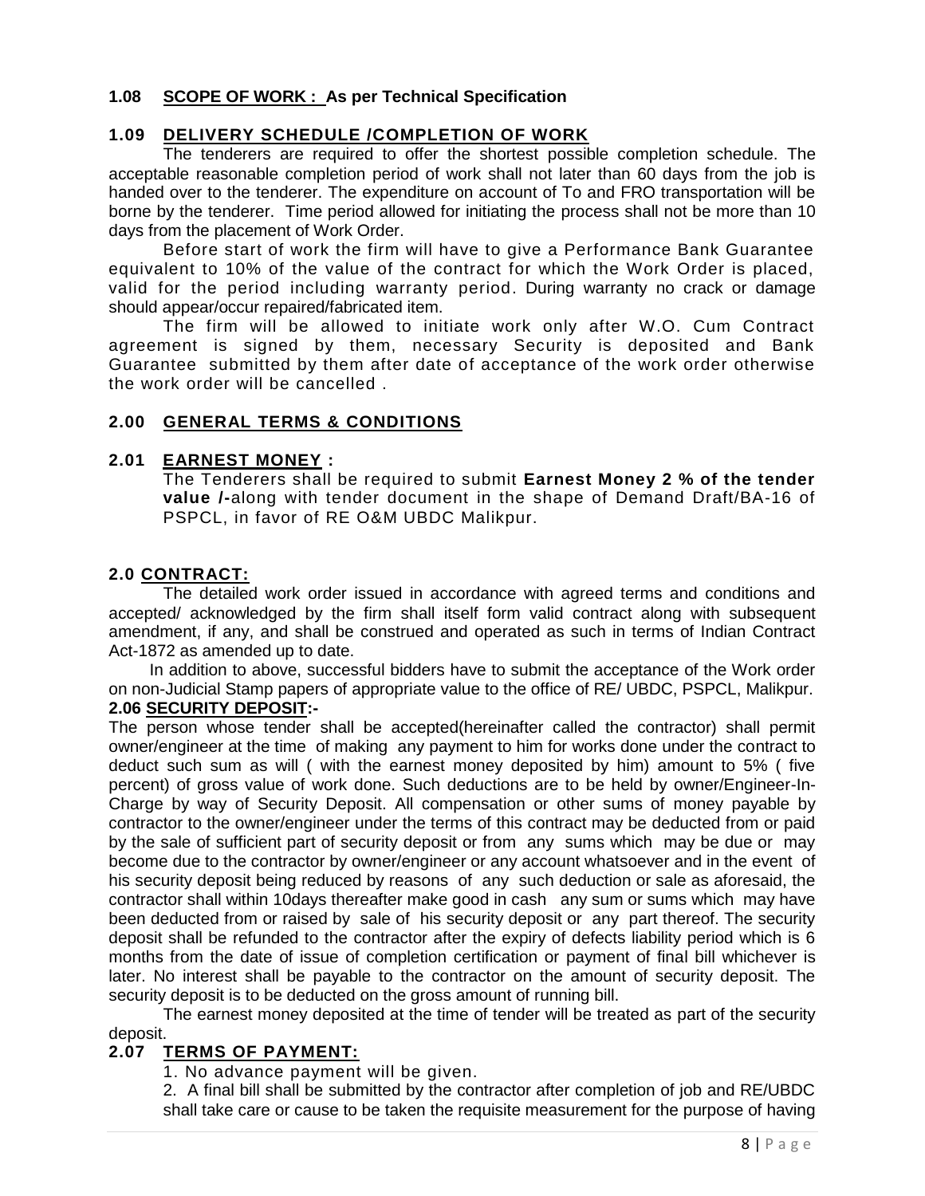### 1.08 SCOPE OF WORK : As per Technical Specification

### 1.09 DELIVERY SCHEDULE /COMPLETION OF WORK

The tenderers are required to offer the shortest possible completion schedule. The acceptable reasonable completion period of work shall not later than 60 days from the job is handed over to the tenderer. The expenditure on account of To and FRO transportation will be borne by the tenderer. Time period allowed for initiating the process shall not be more than 10 days from the placement of Work Order.

Before start of work the firm will have to give a Performance Bank Guarantee equivalent to 10% of the value of the contract for which the Work Order is placed, valid for the period including warranty period. During warranty no crack or damage should appear/occur repaired/fabricated item.

The firm will be allowed to initiate work only after W.O. Cum Contract agreement is signed by them, necessary Security is deposited and Bank Guarantee submitted by them after date of acceptance of the work order otherwise the work order will be cancelled .

## 2.00 GENERAL TERMS & CONDITIONS

### 2.01 EARNEST MONEY :

The Tenderers shall be required to submit **Earnest Money 2 % of the tender value /-**along with tender document in the shape of Demand Draft/BA-16 of PSPCL, in favor of RE O&M UBDC Malikpur.

### 2.0 CONTRACT:

The detailed work order issued in accordance with agreed terms and conditions and accepted/ acknowledged by the firm shall itself form valid contract along with subsequent amendment, if any, and shall be construed and operated as such in terms of Indian Contract Act-1872 as amended up to date.

In addition to above, successful bidders have to submit the acceptance of the Work order on non-Judicial Stamp papers of appropriate value to the office of RE/ UBDC, PSPCL, Malikpur.

### 2.06 SECURITY DEPOSIT:-

The person whose tender shall be accepted(hereinafter called the contractor) shall permit owner/engineer at the time of making any payment to him for works done under the contract to deduct such sum as will ( with the earnest money deposited by him) amount to 5% ( five percent) of gross value of work done. Such deductions are to be held by owner/Engineer-In-Charge by way of Security Deposit. All compensation or other sums of money payable by contractor to the owner/engineer under the terms of this contract may be deducted from or paid by the sale of sufficient part of security deposit or from any sums which may be due or may become due to the contractor by owner/engineer or any account whatsoever and in the event of his security deposit being reduced by reasons of any such deduction or sale as aforesaid, the contractor shall within 10days thereafter make good in cash any sum or sums which may have been deducted from or raised by sale of his security deposit or any part thereof. The security deposit shall be refunded to the contractor after the expiry of defects liability period which is 6 months from the date of issue of completion certification or payment of final bill whichever is later. No interest shall be payable to the contractor on the amount of security deposit. The security deposit is to be deducted on the gross amount of running bill.

The earnest money deposited at the time of tender will be treated as part of the security deposit.

### 2.07 TERMS OF PAYMENT:

1. No advance payment will be given.
2. A final bill shall be submitted by the contractor after completion of job and RE/UBDC shall take care or cause to be taken the requisite measurement for the purpose of having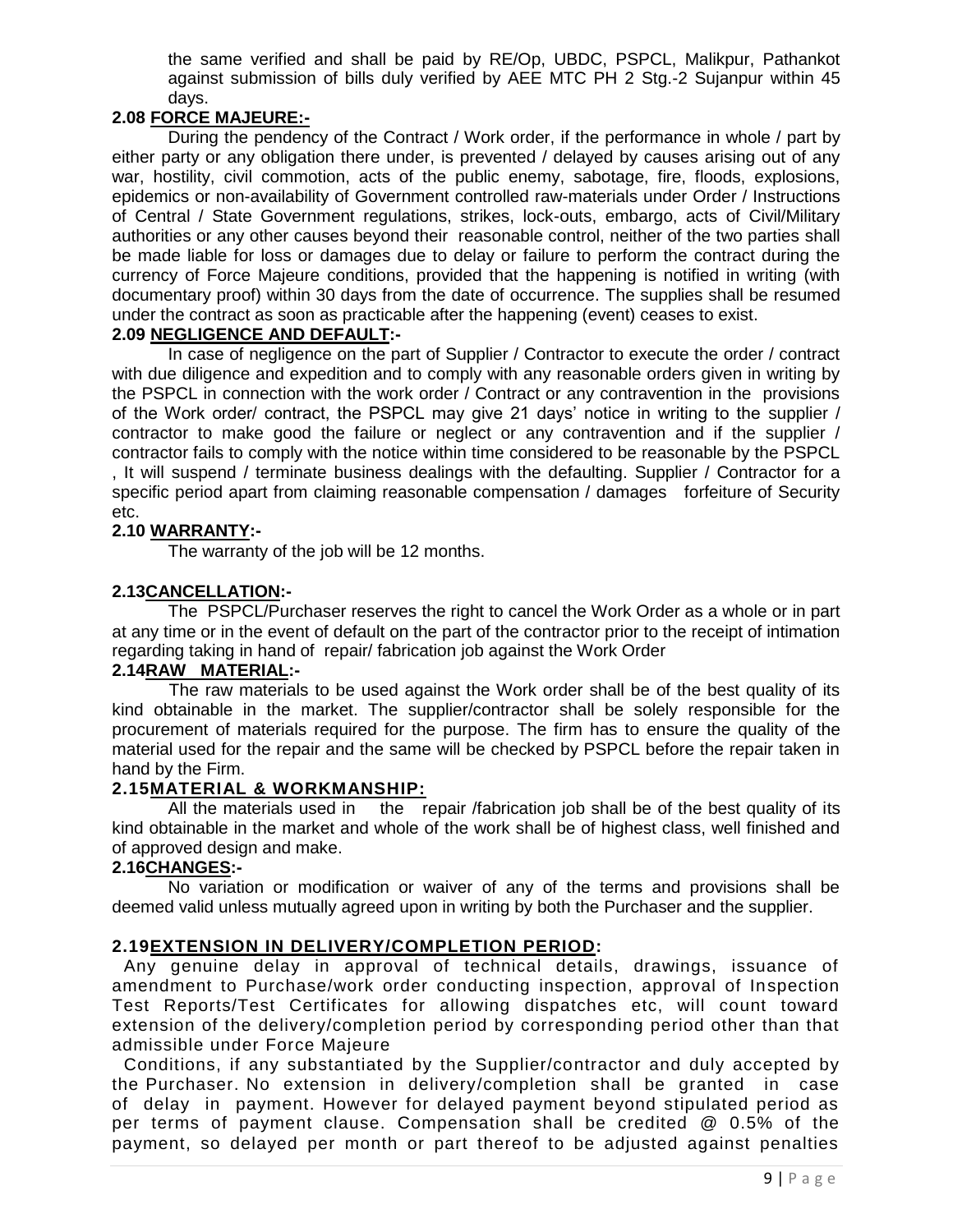the same verified and shall be paid by RE/Op, UBDC, PSPCL, Malikpur, Pathankot against submission of bills duly verified by AEE MTC PH 2 Stg.-2 Sujanpur within 45 days.

**2.08 FORCE MAJEURE:-**

During the pendency of the Contract / Work order, if the performance in whole / part by either party or any obligation there under, is prevented / delayed by causes arising out of any war, hostility, civil commotion, acts of the public enemy, sabotage, fire, floods, explosions, epidemics or non-availability of Government controlled raw-materials under Order / Instructions of Central / State Government regulations, strikes, lock-outs, embargo, acts of Civil/Military authorities or any other causes beyond their reasonable control, neither of the two parties shall be made liable for loss or damages due to delay or failure to perform the contract during the currency of Force Majeure conditions, provided that the happening is notified in writing (with documentary proof) within 30 days from the date of occurrence. The supplies shall be resumed under the contract as soon as practicable after the happening (event) ceases to exist.

**2.09 NEGLIGENCE AND DEFAULT:-**

In case of negligence on the part of Supplier / Contractor to execute the order / contract with due diligence and expedition and to comply with any reasonable orders given in writing by the PSPCL in connection with the work order / Contract or any contravention in the provisions of the Work order/ contract, the PSPCL may give 21 days' notice in writing to the supplier / contractor to make good the failure or neglect or any contravention and if the supplier / contractor fails to comply with the notice within time considered to be reasonable by the PSPCL , It will suspend / terminate business dealings with the defaulting. Supplier / Contractor for a specific period apart from claiming reasonable compensation / damages forfeiture of Security etc.

**2.10 WARRANTY:-**

The warranty of the job will be 12 months.

**2.13CANCELLATION:-**

The PSPCL/Purchaser reserves the right to cancel the Work Order as a whole or in part at any time or in the event of default on the part of the contractor prior to the receipt of intimation regarding taking in hand of repair/ fabrication job against the Work Order

**2.14RAW MATERIAL:-**

The raw materials to be used against the Work order shall be of the best quality of its kind obtainable in the market. The supplier/contractor shall be solely responsible for the procurement of materials required for the purpose. The firm has to ensure the quality of the material used for the repair and the same will be checked by PSPCL before the repair taken in hand by the Firm.

**2.15MATERIAL & WORKMANSHIP:**

All the materials used in the repair /fabrication job shall be of the best quality of its kind obtainable in the market and whole of the work shall be of highest class, well finished and of approved design and make.

**2.16CHANGES:-**

No variation or modification or waiver of any of the terms and provisions shall be deemed valid unless mutually agreed upon in writing by both the Purchaser and the supplier.

**2.19EXTENSION IN DELIVERY/COMPLETION PERIOD:**

Any genuine delay in approval of technical details, drawings, issuance of amendment to Purchase/work order conducting inspection, approval of Inspection Test Reports/Test Certificates for allowing dispatches etc, will count toward extension of the delivery/completion period by corresponding period other than that admissible under Force Majeure

Conditions, if any substantiated by the Supplier/contractor and duly accepted by the Purchaser. No extension in delivery/completion shall be granted in case of delay in payment. However for delayed payment beyond stipulated period as per terms of payment clause. Compensation shall be credited @ 0.5% of the payment, so delayed per month or part thereof to be adjusted against penalties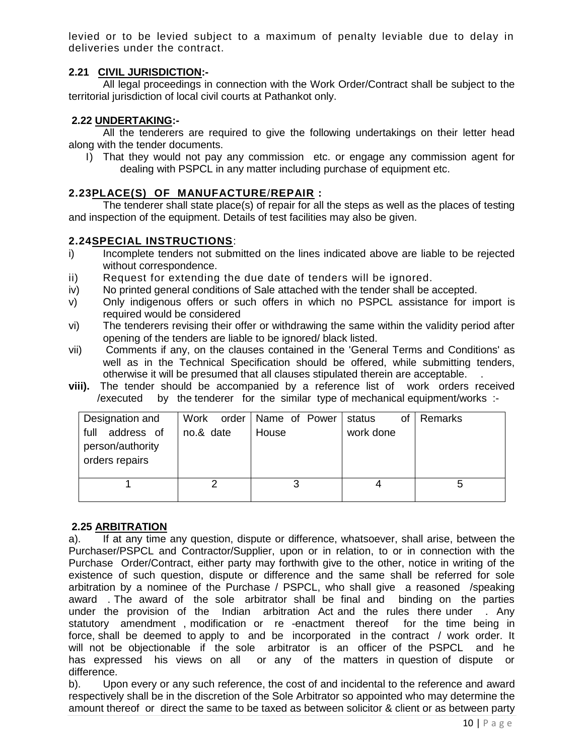levied or to be levied subject to a maximum of penalty leviable due to delay in deliveries under the contract.

**2.21 CIVIL JURISDICTION:-**

All legal proceedings in connection with the Work Order/Contract shall be subject to the territorial jurisdiction of local civil courts at Pathankot only.

**2.22 UNDERTAKING:-**

All the tenderers are required to give the following undertakings on their letter head along with the tender documents.

I) That they would not pay any commission etc. or engage any commission agent for dealing with PSPCL in any matter including purchase of equipment etc.

**2.23 PLACE(S) OF MANUFACTURE/REPAIR :**

The tenderer shall state place(s) of repair for all the steps as well as the places of testing and inspection of the equipment. Details of test facilities may also be given.

**2.24 SPECIAL INSTRUCTIONS:**

i) Incomplete tenders not submitted on the lines indicated above are liable to be rejected without correspondence.

ii) Request for extending the due date of tenders will be ignored.

iv) No printed general conditions of Sale attached with the tender shall be accepted.

v) Only indigenous offers or such offers in which no PSPCL assistance for import is required would be considered

vi) The tenderers revising their offer or withdrawing the same within the validity period after opening of the tenders are liable to be ignored/ black listed.

vii) Comments if any, on the clauses contained in the 'General Terms and Conditions' as well as in the Technical Specification should be offered, while submitting tenders, otherwise it will be presumed that all clauses stipulated therein are acceptable. .

**viii).** The tender should be accompanied by a reference list of work orders received /executed by the tenderer for the similar type of mechanical equipment/works :-

| Designation and full address of person/authority orders repairs | Work order no.& date | Name of Power House | status of work done | Remarks |
|---|---|---|---|---|
| 1 | 2 | 3 | 4 | 5 |

**2.25 ARBITRATION**

a). If at any time any question, dispute or difference, whatsoever, shall arise, between the Purchaser/PSPCL and Contractor/Supplier, upon or in relation, to or in connection with the Purchase Order/Contract, either party may forthwith give to the other, notice in writing of the existence of such question, dispute or difference and the same shall be referred for sole arbitration by a nominee of the Purchase / PSPCL, who shall give a reasoned /speaking award . The award of the sole arbitrator shall be final and binding on the parties under the provision of the Indian arbitration Act and the rules there under . Any statutory amendment , modification or re -enactment thereof for the time being in force, shall be deemed to apply to and be incorporated in the contract / work order. It will not be objectionable if the sole arbitrator is an officer of the PSPCL and he has expressed his views on all or any of the matters in question of dispute or difference.

b). Upon every or any such reference, the cost of and incidental to the reference and award respectively shall be in the discretion of the Sole Arbitrator so appointed who may determine the amount thereof or direct the same to be taxed as between solicitor & client or as between party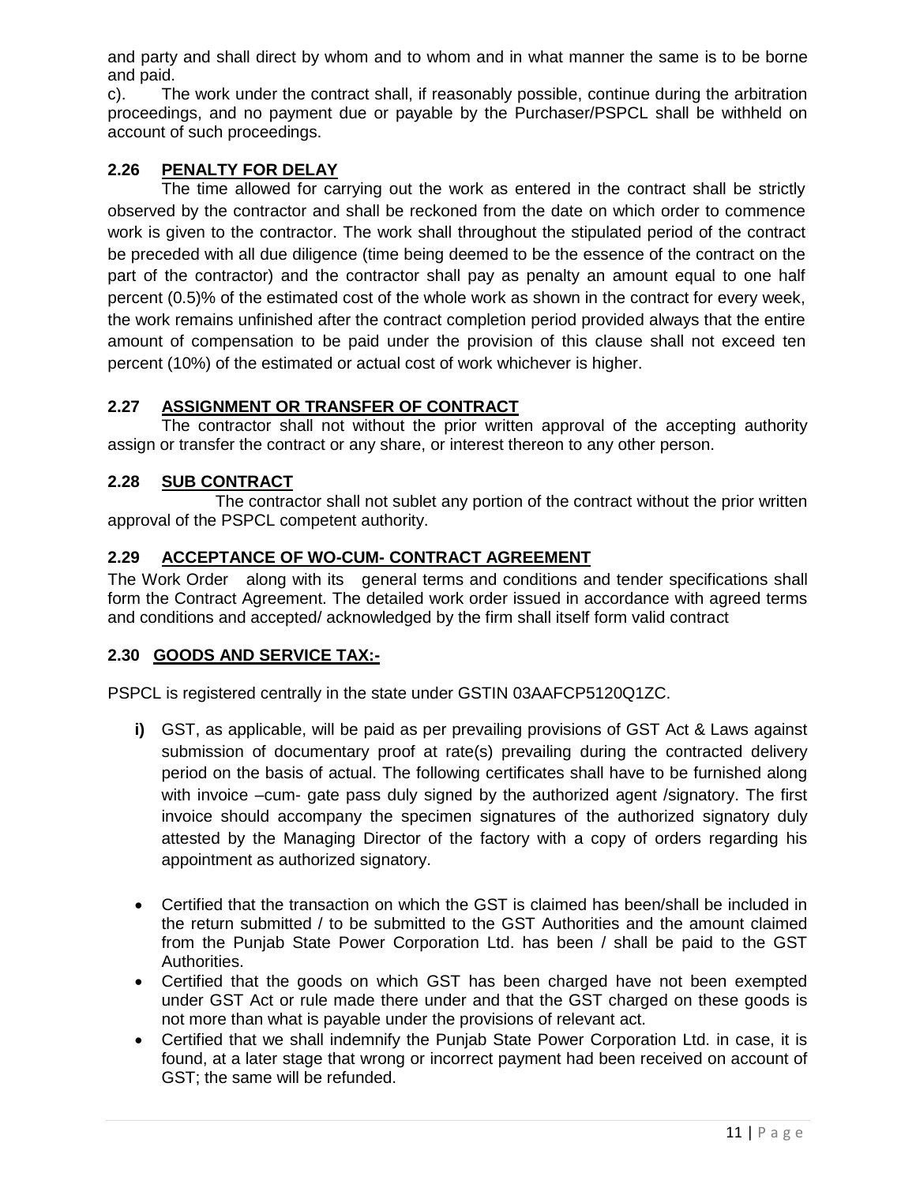and party and shall direct by whom and to whom and in what manner the same is to be borne and paid.

c). The work under the contract shall, if reasonably possible, continue during the arbitration proceedings, and no payment due or payable by the Purchaser/PSPCL shall be withheld on account of such proceedings.

### 2.26 PENALTY FOR DELAY

The time allowed for carrying out the work as entered in the contract shall be strictly observed by the contractor and shall be reckoned from the date on which order to commence work is given to the contractor. The work shall throughout the stipulated period of the contract be preceded with all due diligence (time being deemed to be the essence of the contract on the part of the contractor) and the contractor shall pay as penalty an amount equal to one half percent (0.5)% of the estimated cost of the whole work as shown in the contract for every week, the work remains unfinished after the contract completion period provided always that the entire amount of compensation to be paid under the provision of this clause shall not exceed ten percent (10%) of the estimated or actual cost of work whichever is higher.

### 2.27 ASSIGNMENT OR TRANSFER OF CONTRACT

The contractor shall not without the prior written approval of the accepting authority assign or transfer the contract or any share, or interest thereon to any other person.

### 2.28 SUB CONTRACT

The contractor shall not sublet any portion of the contract without the prior written approval of the PSPCL competent authority.

### 2.29 ACCEPTANCE OF WO-CUM- CONTRACT AGREEMENT

The Work Order along with its general terms and conditions and tender specifications shall form the Contract Agreement. The detailed work order issued in accordance with agreed terms and conditions and accepted/ acknowledged by the firm shall itself form valid contract

### 2.30 GOODS AND SERVICE TAX:-

PSPCL is registered centrally in the state under GSTIN 03AAFCP5120Q1ZC.

**i)** GST, as applicable, will be paid as per prevailing provisions of GST Act & Laws against submission of documentary proof at rate(s) prevailing during the contracted delivery period on the basis of actual. The following certificates shall have to be furnished along with invoice –cum- gate pass duly signed by the authorized agent /signatory. The first invoice should accompany the specimen signatures of the authorized signatory duly attested by the Managing Director of the factory with a copy of orders regarding his appointment as authorized signatory.

- Certified that the transaction on which the GST is claimed has been/shall be included in the return submitted / to be submitted to the GST Authorities and the amount claimed from the Punjab State Power Corporation Ltd. has been / shall be paid to the GST Authorities.
- Certified that the goods on which GST has been charged have not been exempted under GST Act or rule made there under and that the GST charged on these goods is not more than what is payable under the provisions of relevant act.
- Certified that we shall indemnify the Punjab State Power Corporation Ltd. in case, it is found, at a later stage that wrong or incorrect payment had been received on account of GST; the same will be refunded.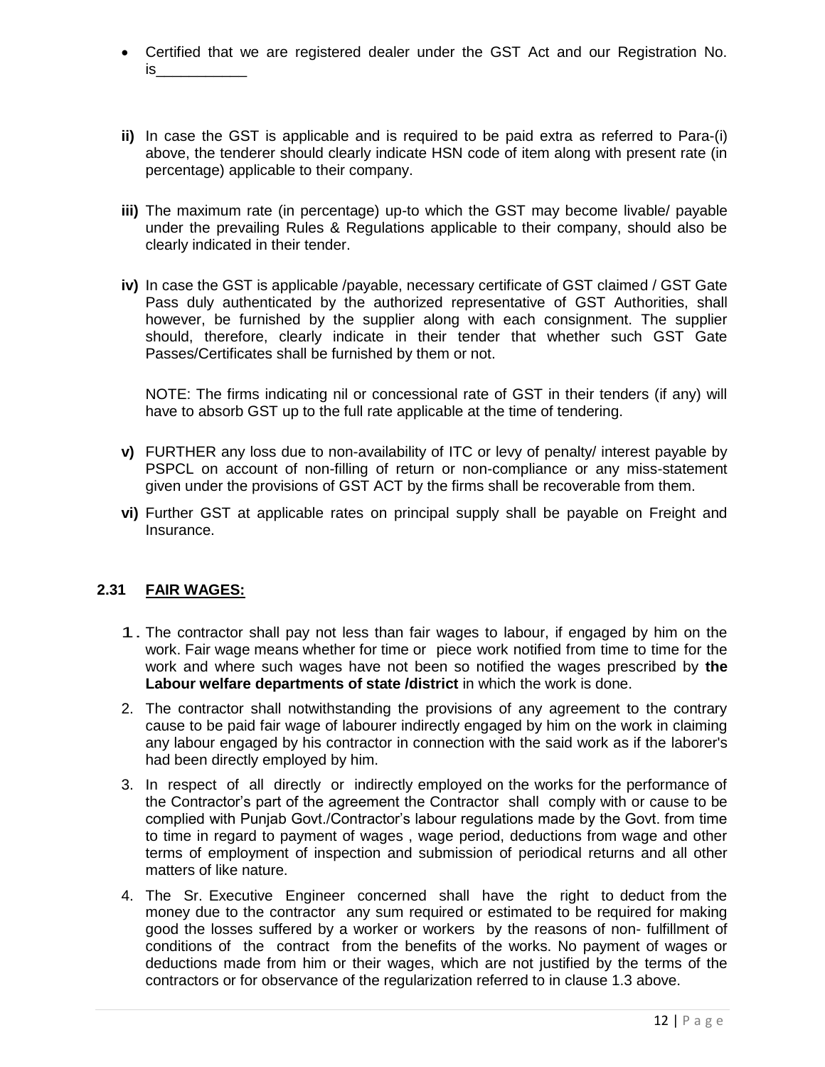- Certified that we are registered dealer under the GST Act and our Registration No. is___________

**ii)** In case the GST is applicable and is required to be paid extra as referred to Para-(i) above, the tenderer should clearly indicate HSN code of item along with present rate (in percentage) applicable to their company.

**iii)** The maximum rate (in percentage) up-to which the GST may become livable/ payable under the prevailing Rules & Regulations applicable to their company, should also be clearly indicated in their tender.

**iv)** In case the GST is applicable /payable, necessary certificate of GST claimed / GST Gate Pass duly authenticated by the authorized representative of GST Authorities, shall however, be furnished by the supplier along with each consignment. The supplier should, therefore, clearly indicate in their tender that whether such GST Gate Passes/Certificates shall be furnished by them or not.

NOTE: The firms indicating nil or concessional rate of GST in their tenders (if any) will have to absorb GST up to the full rate applicable at the time of tendering.

**v)** FURTHER any loss due to non-availability of ITC or levy of penalty/ interest payable by PSPCL on account of non-filling of return or non-compliance or any miss-statement given under the provisions of GST ACT by the firms shall be recoverable from them.

**vi)** Further GST at applicable rates on principal supply shall be payable on Freight and Insurance.

## 2.31 FAIR WAGES:

1. The contractor shall pay not less than fair wages to labour, if engaged by him on the work. Fair wage means whether for time or piece work notified from time to time for the work and where such wages have not been so notified the wages prescribed by **the Labour welfare departments of state /district** in which the work is done.
2. The contractor shall notwithstanding the provisions of any agreement to the contrary cause to be paid fair wage of labourer indirectly engaged by him on the work in claiming any labour engaged by his contractor in connection with the said work as if the laborer's had been directly employed by him.
3. In respect of all directly or indirectly employed on the works for the performance of the Contractor's part of the agreement the Contractor shall comply with or cause to be complied with Punjab Govt./Contractor's labour regulations made by the Govt. from time to time in regard to payment of wages , wage period, deductions from wage and other terms of employment of inspection and submission of periodical returns and all other matters of like nature.
4. The Sr. Executive Engineer concerned shall have the right to deduct from the money due to the contractor any sum required or estimated to be required for making good the losses suffered by a worker or workers by the reasons of non- fulfillment of conditions of the contract from the benefits of the works. No payment of wages or deductions made from him or their wages, which are not justified by the terms of the contractors or for observance of the regularization referred to in clause 1.3 above.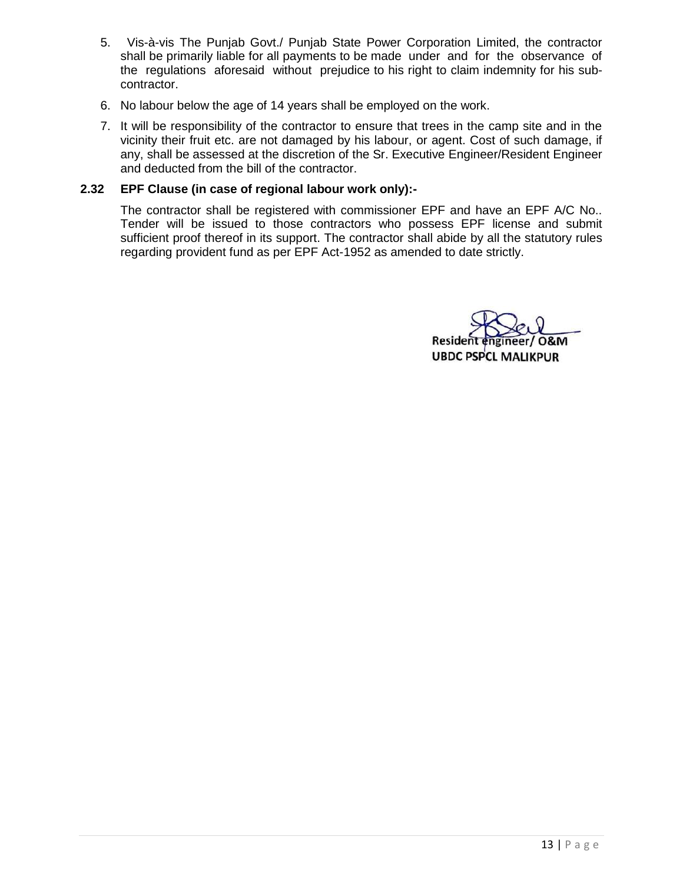5. Vis-à-vis The Punjab Govt./ Punjab State Power Corporation Limited, the contractor shall be primarily liable for all payments to be made under and for the observance of the regulations aforesaid without prejudice to his right to claim indemnity for his sub-contractor.
6. No labour below the age of 14 years shall be employed on the work.
7. It will be responsibility of the contractor to ensure that trees in the camp site and in the vicinity their fruit etc. are not damaged by his labour, or agent. Cost of such damage, if any, shall be assessed at the discretion of the Sr. Executive Engineer/Resident Engineer and deducted from the bill of the contractor.

**2.32 EPF Clause (in case of regional labour work only):-**

The contractor shall be registered with commissioner EPF and have an EPF A/C No.. Tender will be issued to those contractors who possess EPF license and submit sufficient proof thereof in its support. The contractor shall abide by all the statutory rules regarding provident fund as per EPF Act-1952 as amended to date strictly.

Resident engineer/ O&M
UBDC PSPCL MALIKPUR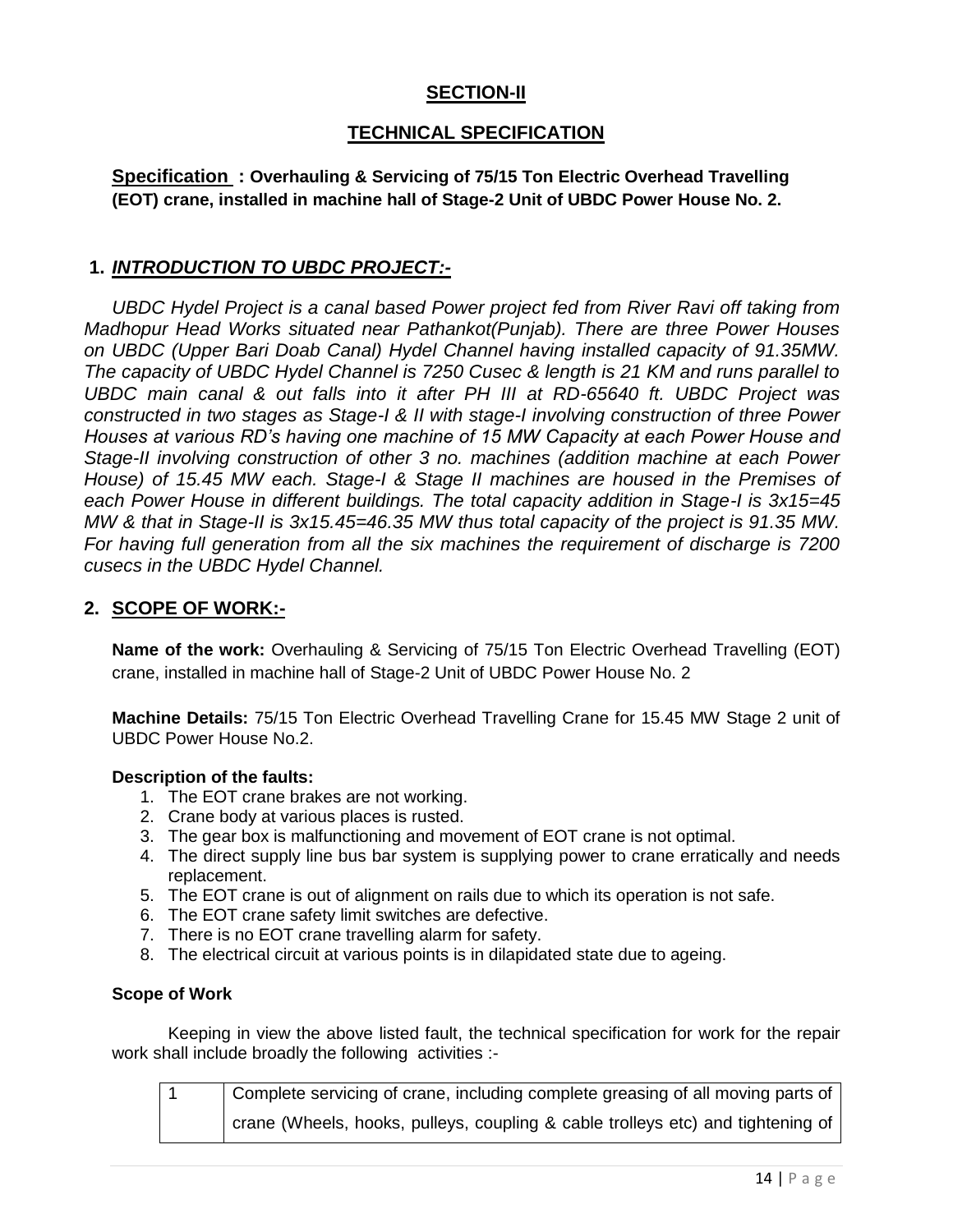## SECTION-II

## TECHNICAL SPECIFICATION

**Specification : Overhauling & Servicing of 75/15 Ton Electric Overhead Travelling (EOT) crane, installed in machine hall of Stage-2 Unit of UBDC Power House No. 2.**

### 1. *INTRODUCTION TO UBDC PROJECT:-*

*UBDC Hydel Project is a canal based Power project fed from River Ravi off taking from Madhopur Head Works situated near Pathankot(Punjab). There are three Power Houses on UBDC (Upper Bari Doab Canal) Hydel Channel having installed capacity of 91.35MW. The capacity of UBDC Hydel Channel is 7250 Cusec & length is 21 KM and runs parallel to UBDC main canal & out falls into it after PH III at RD-65640 ft. UBDC Project was constructed in two stages as Stage-I & II with stage-I involving construction of three Power Houses at various RD's having one machine of 15 MW Capacity at each Power House and Stage-II involving construction of other 3 no. machines (addition machine at each Power House) of 15.45 MW each. Stage-I & Stage II machines are housed in the Premises of each Power House in different buildings. The total capacity addition in Stage-I is 3x15=45 MW & that in Stage-II is 3x15.45=46.35 MW thus total capacity of the project is 91.35 MW. For having full generation from all the six machines the requirement of discharge is 7200 cusecs in the UBDC Hydel Channel.*

### 2. SCOPE OF WORK:-

**Name of the work:** Overhauling & Servicing of 75/15 Ton Electric Overhead Travelling (EOT) crane, installed in machine hall of Stage-2 Unit of UBDC Power House No. 2

**Machine Details:** 75/15 Ton Electric Overhead Travelling Crane for 15.45 MW Stage 2 unit of UBDC Power House No.2.

**Description of the faults:**

1. The EOT crane brakes are not working.
2. Crane body at various places is rusted.
3. The gear box is malfunctioning and movement of EOT crane is not optimal.
4. The direct supply line bus bar system is supplying power to crane erratically and needs replacement.
5. The EOT crane is out of alignment on rails due to which its operation is not safe.
6. The EOT crane safety limit switches are defective.
7. There is no EOT crane travelling alarm for safety.
8. The electrical circuit at various points is in dilapidated state due to ageing.

**Scope of Work**

Keeping in view the above listed fault, the technical specification for work for the repair work shall include broadly the following activities :-

| | |
|---|---|
| 1 | Complete servicing of crane, including complete greasing of all moving parts of crane (Wheels, hooks, pulleys, coupling & cable trolleys etc) and tightening of |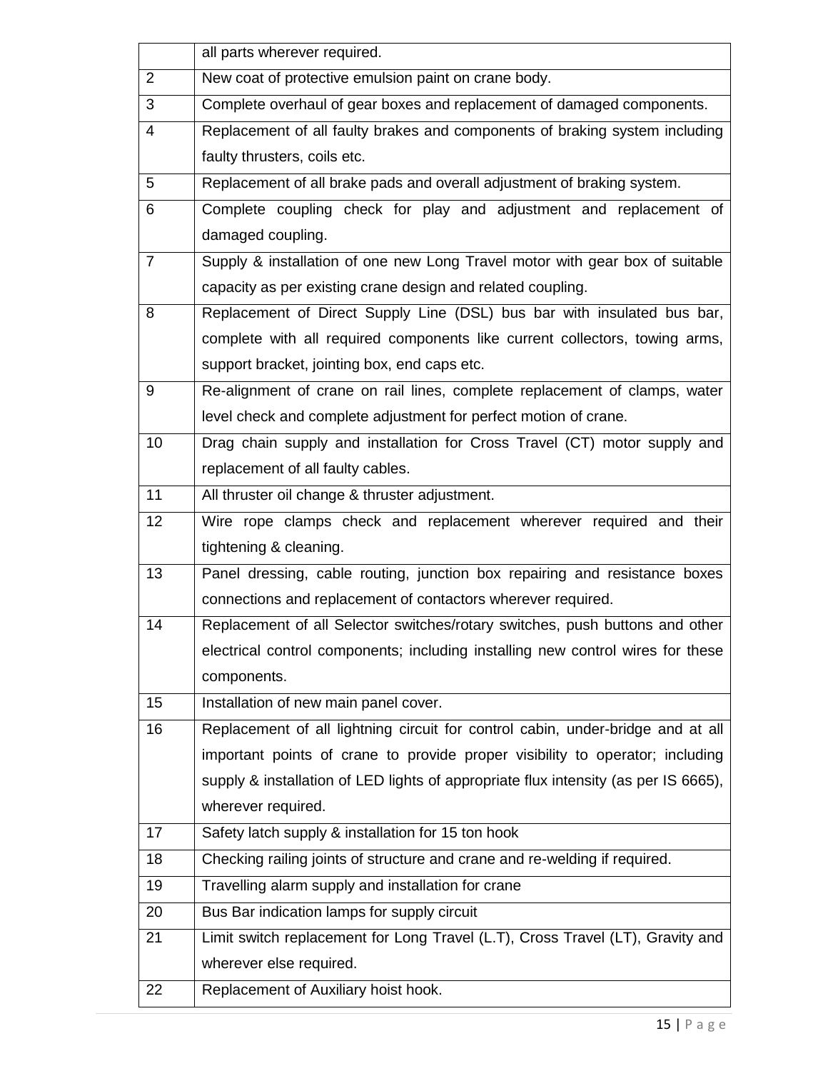| | |
|---|---|
| | all parts wherever required. |
| 2 | New coat of protective emulsion paint on crane body. |
| 3 | Complete overhaul of gear boxes and replacement of damaged components. |
| 4 | Replacement of all faulty brakes and components of braking system including faulty thrusters, coils etc. |
| 5 | Replacement of all brake pads and overall adjustment of braking system. |
| 6 | Complete coupling check for play and adjustment and replacement of damaged coupling. |
| 7 | Supply & installation of one new Long Travel motor with gear box of suitable capacity as per existing crane design and related coupling. |
| 8 | Replacement of Direct Supply Line (DSL) bus bar with insulated bus bar, complete with all required components like current collectors, towing arms, support bracket, jointing box, end caps etc. |
| 9 | Re-alignment of crane on rail lines, complete replacement of clamps, water level check and complete adjustment for perfect motion of crane. |
| 10 | Drag chain supply and installation for Cross Travel (CT) motor supply and replacement of all faulty cables. |
| 11 | All thruster oil change & thruster adjustment. |
| 12 | Wire rope clamps check and replacement wherever required and their tightening & cleaning. |
| 13 | Panel dressing, cable routing, junction box repairing and resistance boxes connections and replacement of contactors wherever required. |
| 14 | Replacement of all Selector switches/rotary switches, push buttons and other electrical control components; including installing new control wires for these components. |
| 15 | Installation of new main panel cover. |
| 16 | Replacement of all lightning circuit for control cabin, under-bridge and at all important points of crane to provide proper visibility to operator; including supply & installation of LED lights of appropriate flux intensity (as per IS 6665), wherever required. |
| 17 | Safety latch supply & installation for 15 ton hook |
| 18 | Checking railing joints of structure and crane and re-welding if required. |
| 19 | Travelling alarm supply and installation for crane |
| 20 | Bus Bar indication lamps for supply circuit |
| 21 | Limit switch replacement for Long Travel (L.T), Cross Travel (LT), Gravity and wherever else required. |
| 22 | Replacement of Auxiliary hoist hook. |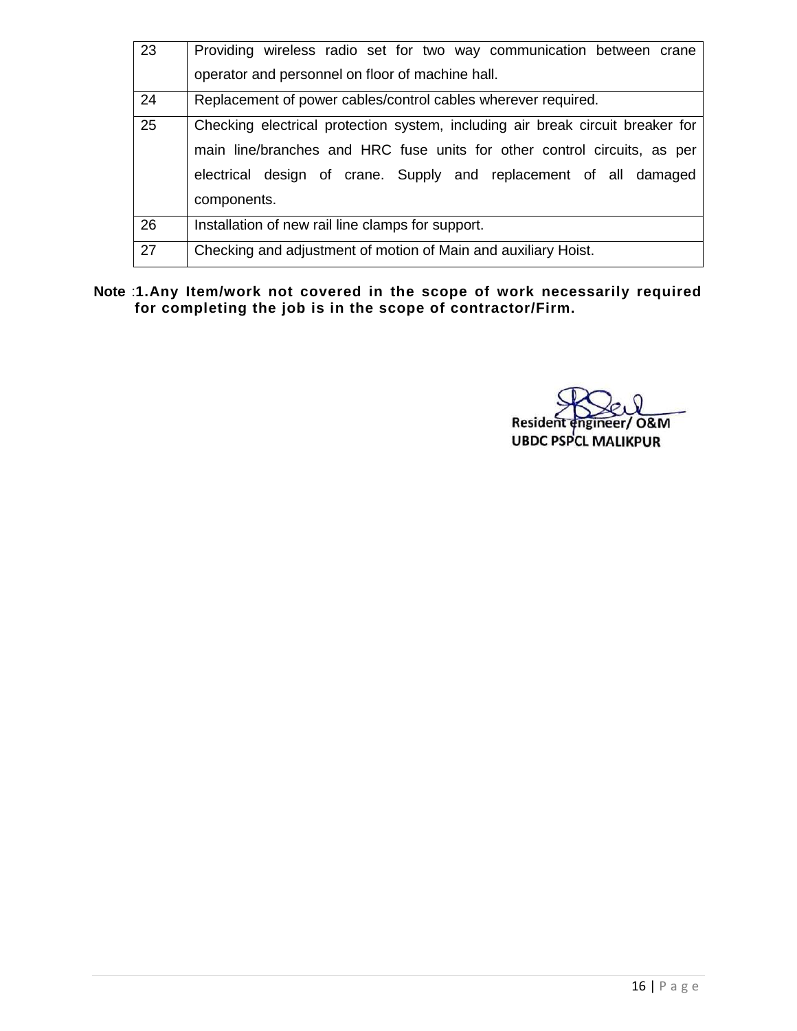| 23 | Providing wireless radio set for two way communication between crane operator and personnel on floor of machine hall. |
|---|---|
| 24 | Replacement of power cables/control cables wherever required. |
| 25 | Checking electrical protection system, including air break circuit breaker for main line/branches and HRC fuse units for other control circuits, as per electrical design of crane. Supply and replacement of all damaged components. |
| 26 | Installation of new rail line clamps for support. |
| 27 | Checking and adjustment of motion of Main and auxiliary Hoist. |

**Note** :**1.Any Item/work not covered in the scope of work necessarily required for completing the job is in the scope of contractor/Firm.**

Resident engineer/ O&M
UBDC PSPCL MALIKPUR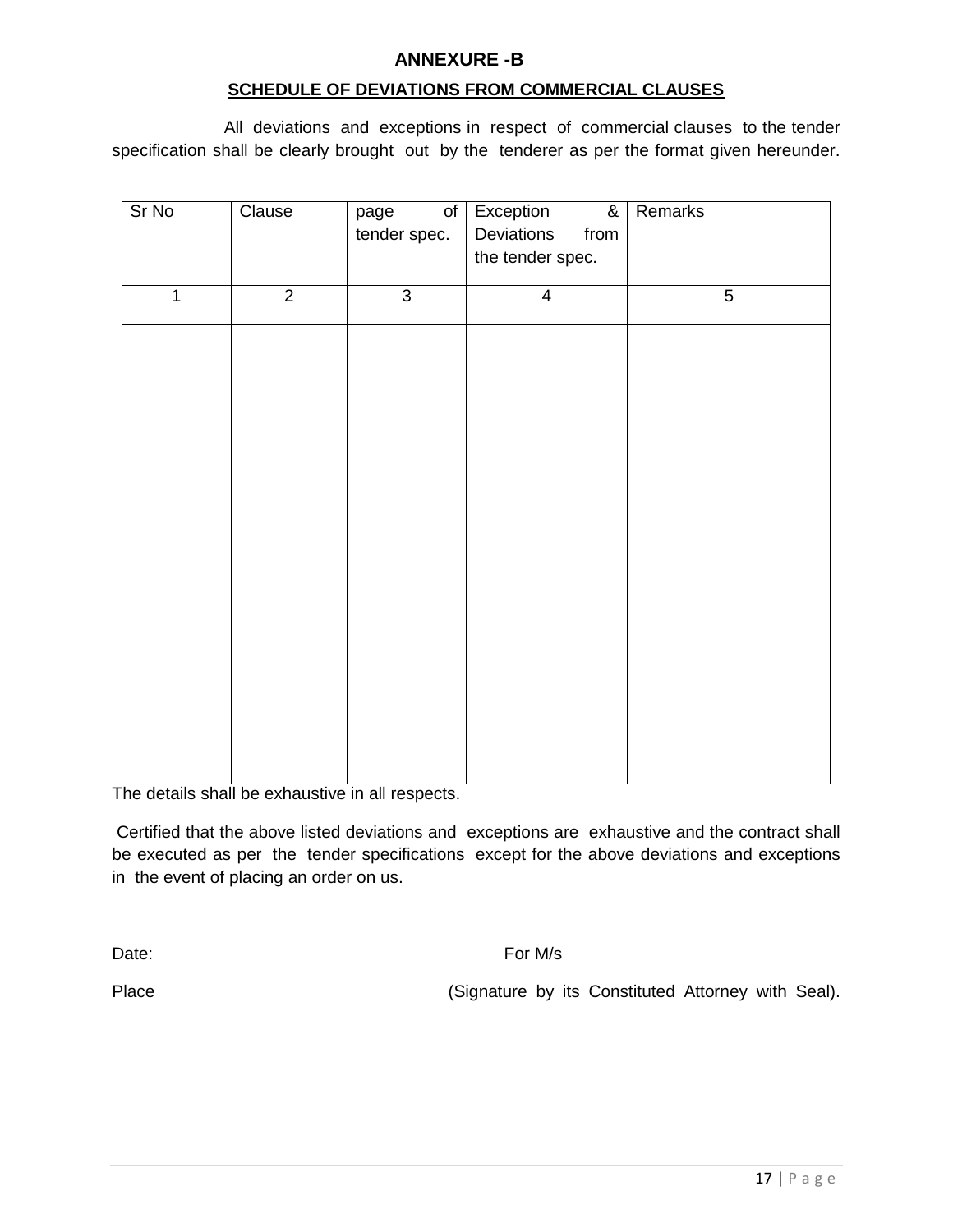# ANNEXURE -B

## SCHEDULE OF DEVIATIONS FROM COMMERCIAL CLAUSES

All deviations and exceptions in respect of commercial clauses to the tender specification shall be clearly brought out by the tenderer as per the format given hereunder.

| Sr No | Clause | page of tender spec. | Exception & Deviations from the tender spec. | Remarks |
|---|---|---|---|---|
| 1 | 2 | 3 | 4 | 5 |
| | | | | |

The details shall be exhaustive in all respects.

Certified that the above listed deviations and exceptions are exhaustive and the contract shall be executed as per the tender specifications except for the above deviations and exceptions in the event of placing an order on us.

Date: For M/s

Place (Signature by its Constituted Attorney with Seal).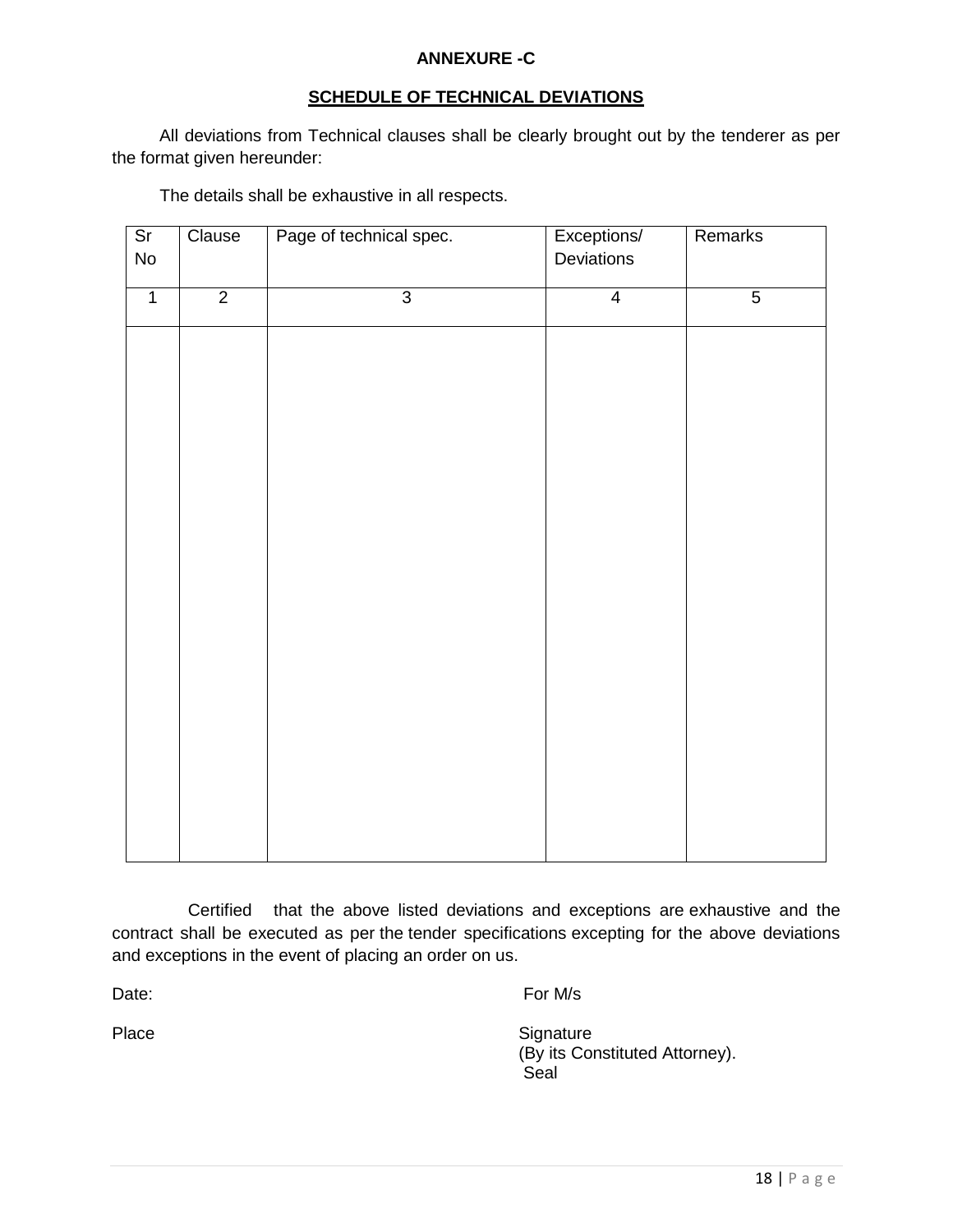**ANNEXURE -C**

**SCHEDULE OF TECHNICAL DEVIATIONS**

All deviations from Technical clauses shall be clearly brought out by the tenderer as per the format given hereunder:

The details shall be exhaustive in all respects.

| Sr No | Clause | Page of technical spec. | Exceptions/ Deviations | Remarks |
|---|---|---|---|---|
| 1 | 2 | 3 | 4 | 5 |
| | | | | |

Certified that the above listed deviations and exceptions are exhaustive and the contract shall be executed as per the tender specifications excepting for the above deviations and exceptions in the event of placing an order on us.

Date: For M/s

Place Signature
(By its Constituted Attorney).
Seal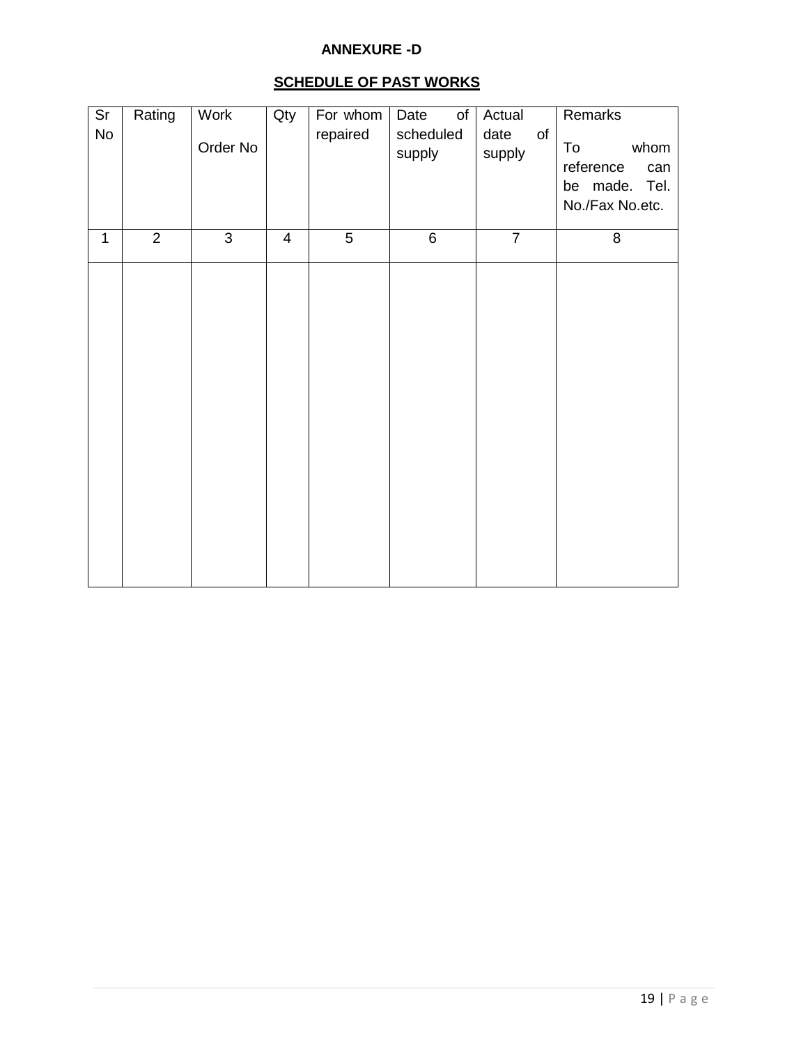**ANNEXURE -D**

**SCHEDULE OF PAST WORKS**

| Sr No | Rating | Work Order No | Qty | For whom repaired | Date of scheduled supply | Actual date of supply | Remarks To whom reference can be made. Tel. No./Fax No.etc. |
|---|---|---|---|---|---|---|---|
| 1 | 2 | 3 | 4 | 5 | 6 | 7 | 8 |
| | | | | | | | |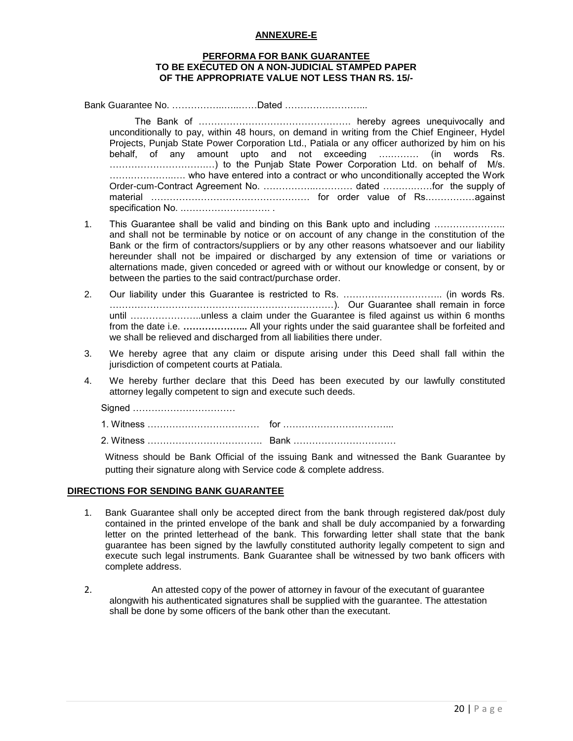**ANNEXURE-E**

**PERFORMA FOR BANK GUARANTEE**
**TO BE EXECUTED ON A NON-JUDICIAL STAMPED PAPER**
**OF THE APPROPRIATE VALUE NOT LESS THAN RS. 15/-**

Bank Guarantee No. ……………..…..……Dated ……………………..

The Bank of …………………………………………. hereby agrees unequivocally and unconditionally to pay, within 48 hours, on demand in writing from the Chief Engineer, Hydel Projects, Punjab State Power Corporation Ltd., Patiala or any officer authorized by him on his behalf, of any amount upto and not exceeding ………… (in words Rs. ……………………………) to the Punjab State Power Corporation Ltd. on behalf of M/s. ………………..… who have entered into a contract or who unconditionally accepted the Work Order-cum-Contract Agreement No. ……………..………… dated ……….……for the supply of material …………………………………………… for order value of Rs.……………against specification No. ………………………. .

1. This Guarantee shall be valid and binding on this Bank upto and including ………………….. and shall not be terminable by notice or on account of any change in the constitution of the Bank or the firm of contractors/suppliers or by any other reasons whatsoever and our liability hereunder shall not be impaired or discharged by any extension of time or variations or alternations made, given conceded or agreed with or without our knowledge or consent, by or between the parties to the said contract/purchase order.
2. Our liability under this Guarantee is restricted to Rs. ………………………….. (in words Rs. ………………………………………………………………). Our Guarantee shall remain in force until …………………..unless a claim under the Guarantee is filed against us within 6 months from the date i.e. **………………..** All your rights under the said guarantee shall be forfeited and we shall be relieved and discharged from all liabilities there under.
3. We hereby agree that any claim or dispute arising under this Deed shall fall within the jurisdiction of competent courts at Patiala.
4. We hereby further declare that this Deed has been executed by our lawfully constituted attorney legally competent to sign and execute such deeds.

Signed ……………………………

1. Witness ……………………………… for ……………………………...

2. Witness ………………………………. Bank ……………………………

Witness should be Bank Official of the issuing Bank and witnessed the Bank Guarantee by putting their signature along with Service code & complete address.

**DIRECTIONS FOR SENDING BANK GUARANTEE**

1. Bank Guarantee shall only be accepted direct from the bank through registered dak/post duly contained in the printed envelope of the bank and shall be duly accompanied by a forwarding letter on the printed letterhead of the bank. This forwarding letter shall state that the bank guarantee has been signed by the lawfully constituted authority legally competent to sign and execute such legal instruments. Bank Guarantee shall be witnessed by two bank officers with complete address.
2. An attested copy of the power of attorney in favour of the executant of guarantee alongwith his authenticated signatures shall be supplied with the guarantee. The attestation shall be done by some officers of the bank other than the executant.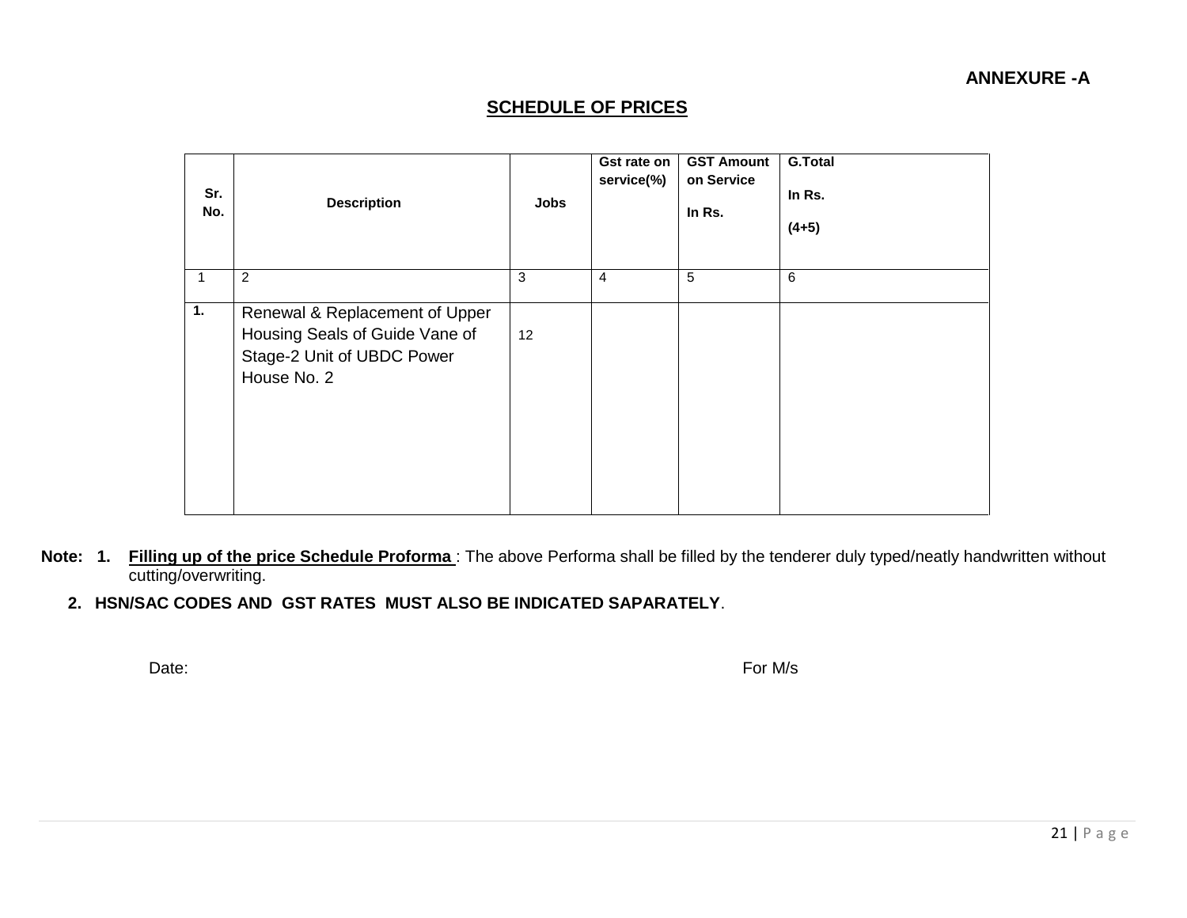**ANNEXURE -A**

## SCHEDULE OF PRICES

| Sr. No. | Description | Jobs | Gst rate on service(%) | GST Amount on Service In Rs. | G.Total In Rs. (4+5) |
|---|---|---|---|---|---|
| 1 | 2 | 3 | 4 | 5 | 6 |
| **1.** | Renewal & Replacement of Upper Housing Seals of Guide Vane of Stage-2 Unit of UBDC Power House No. 2 | 12 | | | |

**Note:** 1. **Filling up of the price Schedule Proforma** : The above Performa shall be filled by the tenderer duly typed/neatly handwritten without cutting/overwriting.

2. **HSN/SAC CODES AND GST RATES MUST ALSO BE INDICATED SAPARATELY**.

Date: For M/s